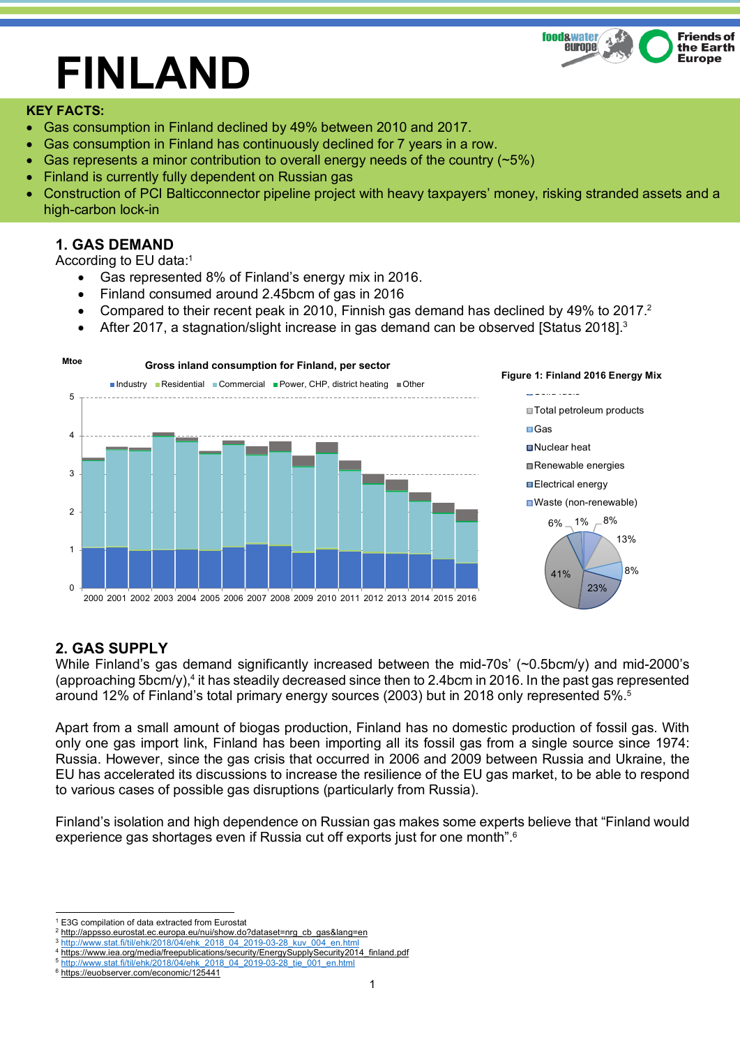# FINLAND

**KEY FACTS:**

- Gas consumption in Finland declined by 49% between 2010 and 2017.
- Gas consumption in Finland has continuously declined for 7 years in a row.
- Gas represents a minor contribution to overall energy needs of the country (~5%)
- Finland is currently fully dependent on Russian gas
- Construction of PCI Balticconnector pipeline project with heavy taxpayers' money, risking stranded assets and a high-carbon lock-in

## 1. GAS DEMAND

According to EU data:[1]

- Gas represented 8% of Finland's energy mix in 2016.
- Finland consumed around 2.45bcm of gas in 2016
- Compared to their recent peak in 2010, Finnish gas demand has declined by 49% to 2017.[2]
- After 2017, a stagnation/slight increase in gas demand can be observed [Status 2018].[3]

Gross inland consumption for Finland, per sector (Mtoe)

Figure 1: Finland 2016 Energy Mix

## 2. GAS SUPPLY

While Finland's gas demand significantly increased between the mid-70s' (~0.5bcm/y) and mid-2000's (approaching 5bcm/y),[4] it has steadily decreased since then to 2.4bcm in 2016. In the past gas represented around 12% of Finland's total primary energy sources (2003) but in 2018 only represented 5%.[5]

Apart from a small amount of biogas production, Finland has no domestic production of fossil gas. With only one gas import link, Finland has been importing all its fossil gas from a single source since 1974: Russia. However, since the gas crisis that occurred in 2006 and 2009 between Russia and Ukraine, the EU has accelerated its discussions to increase the resilience of the EU gas market, to be able to respond to various cases of possible gas disruptions (particularly from Russia).

Finland's isolation and high dependence on Russian gas makes some experts believe that "Finland would experience gas shortages even if Russia cut off exports just for one month".[6]

---

[1] E3G compilation of data extracted from Eurostat
[2] http://appsso.eurostat.ec.europa.eu/nui/show.do?dataset=nrg_cb_gas&lang=en
[3] http://www.stat.fi/til/ehk/2018/04/ehk_2018_04_2019-03-28_kuv_004_en.html
[4] https://www.iea.org/media/freepublications/security/EnergySupplySecurity2014_finland.pdf
[5] http://www.stat.fi/til/ehk/2018/04/ehk_2018_04_2019-03-28_tie_001_en.html
[6] https://euobserver.com/economic/125441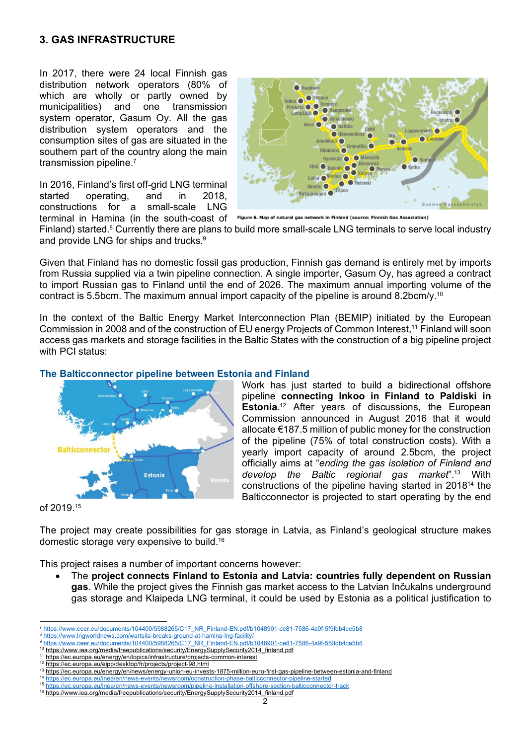## 3. GAS INFRASTRUCTURE

In 2017, there were 24 local Finnish gas distribution network operators (80% of which are wholly or partly owned by municipalities) and one transmission system operator, Gasum Oy. All the gas distribution system operators and the consumption sites of gas are situated in the southern part of the country along the main transmission pipeline.[7]

In 2016, Finland's first off-grid LNG terminal started operating, and in 2018, constructions for a small-scale LNG terminal in Hamina (in the south-coast of Finland) started.[8] Currently there are plans to build more small-scale LNG terminals to serve local industry and provide LNG for ships and trucks.[9]

Figure 6. Map of natural gas network in Finland (source: Finnish Gas Association)

Given that Finland has no domestic fossil gas production, Finnish gas demand is entirely met by imports from Russia supplied via a twin pipeline connection. A single importer, Gasum Oy, has agreed a contract to import Russian gas to Finland until the end of 2026. The maximum annual importing volume of the contract is 5.5bcm. The maximum annual import capacity of the pipeline is around 8.2bcm/y.[10]

In the context of the Baltic Energy Market Interconnection Plan (BEMIP) initiated by the European Commission in 2008 and of the construction of EU energy Projects of Common Interest,[11] Finland will soon access gas markets and storage facilities in the Baltic States with the construction of a big pipeline project with PCI status:

### The Balticconnector pipeline between Estonia and Finland

Work has just started to build a bidirectional offshore pipeline **connecting Inkoo in Finland to Paldiski in Estonia**.[12] After years of discussions, the European Commission announced in August 2016 that it would allocate €187.5 million of public money for the construction of the pipeline (75% of total construction costs). With a yearly import capacity of around 2.5bcm, the project officially aims at "*ending the gas isolation of Finland and develop the Baltic regional gas market*".[13] With constructions of the pipeline having started in 2018[14] the Balticconnector is projected to start operating by the end of 2019.[15]

The project may create possibilities for gas storage in Latvia, as Finland's geological structure makes domestic storage very expensive to build.[16]

This project raises a number of important concerns however:

- The **project connects Finland to Estonia and Latvia: countries fully dependent on Russian gas**. While the project gives the Finnish gas market access to the Latvian Inčukalns underground gas storage and Klaipeda LNG terminal, it could be used by Estonia as a political justification to

---

[7] https://www.ceer.eu/documents/104400/5988265/C17_NR_Finland-EN.pdf/b1048901-ce81-7586-4a9f-5f9fdb4ce5b8
[8] https://www.lngworldnews.com/wartsila-breaks-ground-at-hamina-lng-facility/
[9] https://www.ceer.eu/documents/104400/5988265/C17_NR_Finland-EN.pdf/b1048901-ce81-7586-4a9f-5f9fdb4ce5b8
[10] https://www.iea.org/media/freepublications/security/EnergySupplySecurity2014_finland.pdf
[11] https://ec.europa.eu/energy/en/topics/infrastructure/projects-common-interest
[12] https://ec.europa.eu/eipp/desktop/fr/projects/project-98.html
[13] https://ec.europa.eu/energy/en/news/energy-union-eu-invests-1875-million-euro-first-gas-pipeline-between-estonia-and-finland
[14] https://ec.europa.eu/inea/en/news-events/newsroom/construction-phase-balticconnector-pipeline-started
[15] https://ec.europa.eu/inea/en/news-events/newsroom/pipeline-installation-offshore-section-balticconnector-track
[16] https://www.iea.org/media/freepublications/security/EnergySupplySecurity2014_finland.pdf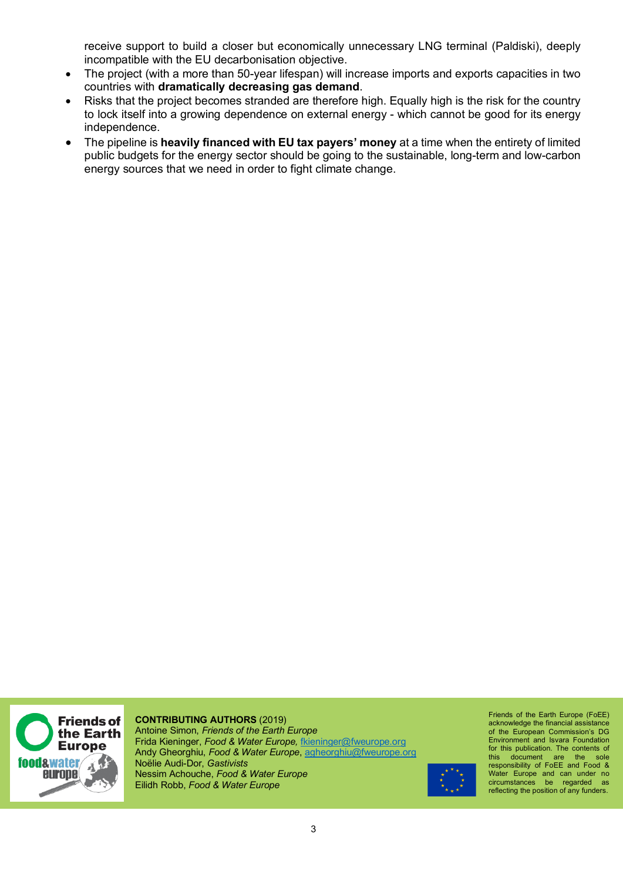receive support to build a closer but economically unnecessary LNG terminal (Paldiski), deeply incompatible with the EU decarbonisation objective.

- The project (with a more than 50-year lifespan) will increase imports and exports capacities in two countries with **dramatically decreasing gas demand**.
- Risks that the project becomes stranded are therefore high. Equally high is the risk for the country to lock itself into a growing dependence on external energy - which cannot be good for its energy independence.
- The pipeline is **heavily financed with EU tax payers' money** at a time when the entirety of limited public budgets for the energy sector should be going to the sustainable, long-term and low-carbon energy sources that we need in order to fight climate change.

**CONTRIBUTING AUTHORS** (2019)
Antoine Simon, *Friends of the Earth Europe*
Frida Kieninger, *Food & Water Europe,* fkieninger@fweurope.org
Andy Gheorghiu, *Food & Water Europe*, agheorghiu@fweurope.org
Noëlie Audi-Dor, *Gastivists*
Nessim Achouche, *Food & Water Europe*
Eilidh Robb, *Food & Water Europe*

Friends of the Earth Europe (FoEE) acknowledge the financial assistance of the European Commission's DG Environment and Isvara Foundation for this publication. The contents of this document are the sole responsibility of FoEE and Food & Water Europe and can under no circumstances be regarded as reflecting the position of any funders.